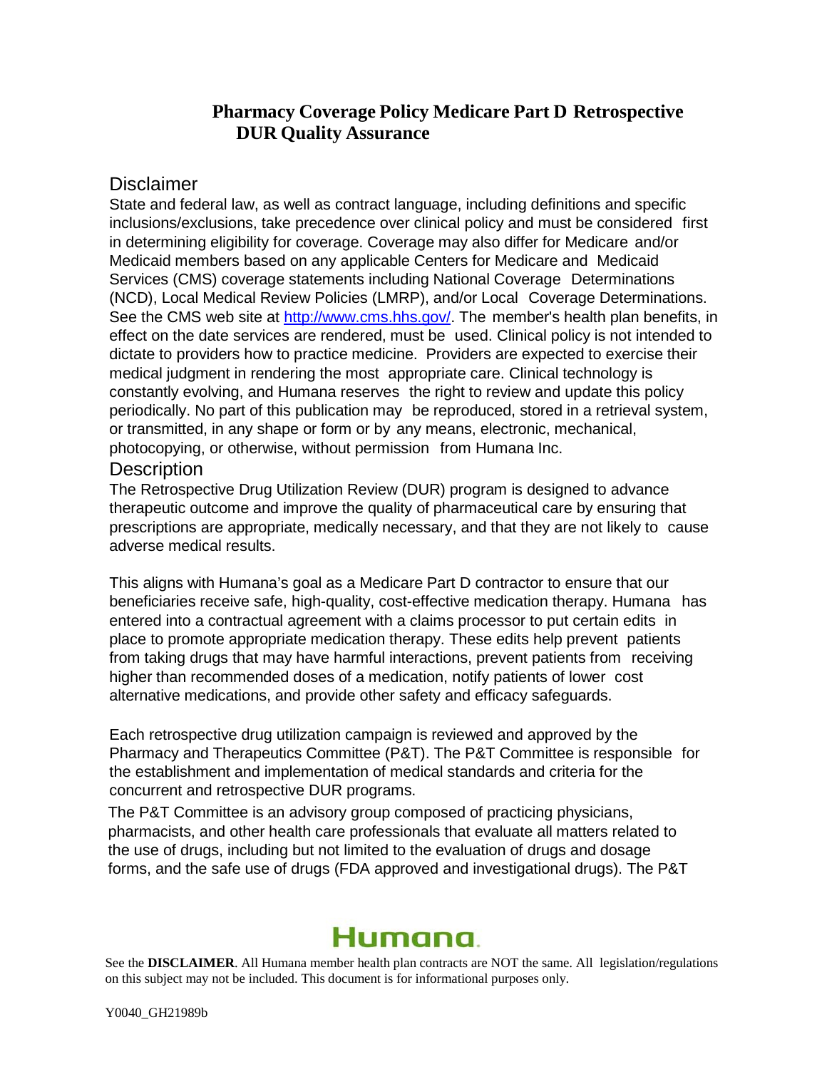# Pharmacy Coverage Policy Medicare Part D Retrospective DUR Quality Assurance

## Disclaimer

State and federal law, as well as contract language, including definitions and specific inclusions/exclusions, take precedence over clinical policy and must be considered first in determining eligibility for coverage. Coverage may also differ for Medicare and/or Medicaid members based on any applicable Centers for Medicare and Medicaid Services (CMS) coverage statements including National Coverage Determinations (NCD), Local Medical Review Policies (LMRP), and/or Local Coverage Determinations. See the CMS web site at [http://www.cms.hhs.gov/](http://www.cms.hhs.gov/). The member's health plan benefits, in effect on the date services are rendered, must be used. Clinical policy is not intended to dictate to providers how to practice medicine. Providers are expected to exercise their medical judgment in rendering the most appropriate care. Clinical technology is constantly evolving, and Humana reserves the right to review and update this policy periodically. No part of this publication may be reproduced, stored in a retrieval system, or transmitted, in any shape or form or by any means, electronic, mechanical, photocopying, or otherwise, without permission from Humana Inc.

## Description

The Retrospective Drug Utilization Review (DUR) program is designed to advance therapeutic outcome and improve the quality of pharmaceutical care by ensuring that prescriptions are appropriate, medically necessary, and that they are not likely to cause adverse medical results.

This aligns with Humana's goal as a Medicare Part D contractor to ensure that our beneficiaries receive safe, high-quality, cost-effective medication therapy. Humana has entered into a contractual agreement with a claims processor to put certain edits in place to promote appropriate medication therapy. These edits help prevent patients from taking drugs that may have harmful interactions, prevent patients from receiving higher than recommended doses of a medication, notify patients of lower cost alternative medications, and provide other safety and efficacy safeguards.

Each retrospective drug utilization campaign is reviewed and approved by the Pharmacy and Therapeutics Committee (P&T). The P&T Committee is responsible for the establishment and implementation of medical standards and criteria for the concurrent and retrospective DUR programs.

The P&T Committee is an advisory group composed of practicing physicians, pharmacists, and other health care professionals that evaluate all matters related to the use of drugs, including but not limited to the evaluation of drugs and dosage forms, and the safe use of drugs (FDA approved and investigational drugs). The P&T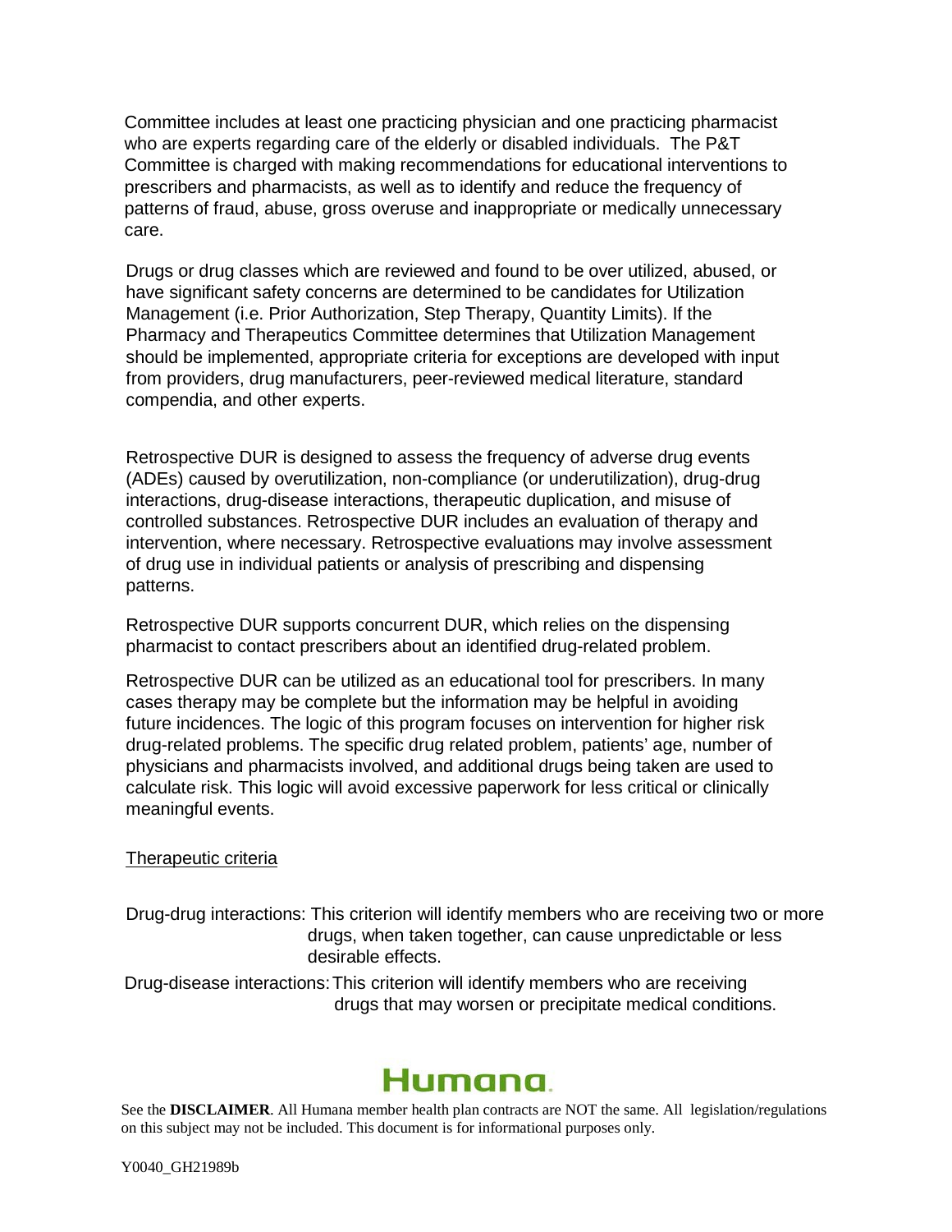Committee includes at least one practicing physician and one practicing pharmacist who are experts regarding care of the elderly or disabled individuals. The P&T Committee is charged with making recommendations for educational interventions to prescribers and pharmacists, as well as to identify and reduce the frequency of patterns of fraud, abuse, gross overuse and inappropriate or medically unnecessary care.

Drugs or drug classes which are reviewed and found to be over utilized, abused, or have significant safety concerns are determined to be candidates for Utilization Management (i.e. Prior Authorization, Step Therapy, Quantity Limits). If the Pharmacy and Therapeutics Committee determines that Utilization Management should be implemented, appropriate criteria for exceptions are developed with input from providers, drug manufacturers, peer-reviewed medical literature, standard compendia, and other experts.

Retrospective DUR is designed to assess the frequency of adverse drug events (ADEs) caused by overutilization, non-compliance (or underutilization), drug-drug interactions, drug-disease interactions, therapeutic duplication, and misuse of controlled substances. Retrospective DUR includes an evaluation of therapy and intervention, where necessary. Retrospective evaluations may involve assessment of drug use in individual patients or analysis of prescribing and dispensing patterns.

Retrospective DUR supports concurrent DUR, which relies on the dispensing pharmacist to contact prescribers about an identified drug-related problem.

Retrospective DUR can be utilized as an educational tool for prescribers. In many cases therapy may be complete but the information may be helpful in avoiding future incidences. The logic of this program focuses on intervention for higher risk drug-related problems. The specific drug related problem, patients' age, number of physicians and pharmacists involved, and additional drugs being taken are used to calculate risk. This logic will avoid excessive paperwork for less critical or clinically meaningful events.

Therapeutic criteria

Drug-drug interactions: This criterion will identify members who are receiving two or more drugs, when taken together, can cause unpredictable or less desirable effects.

Drug-disease interactions: This criterion will identify members who are receiving drugs that may worsen or precipitate medical conditions.

Humana.

See the **DISCLAIMER**. All Humana member health plan contracts are NOT the same. All legislation/regulations on this subject may not be included. This document is for informational purposes only.

Y0040_GH21989b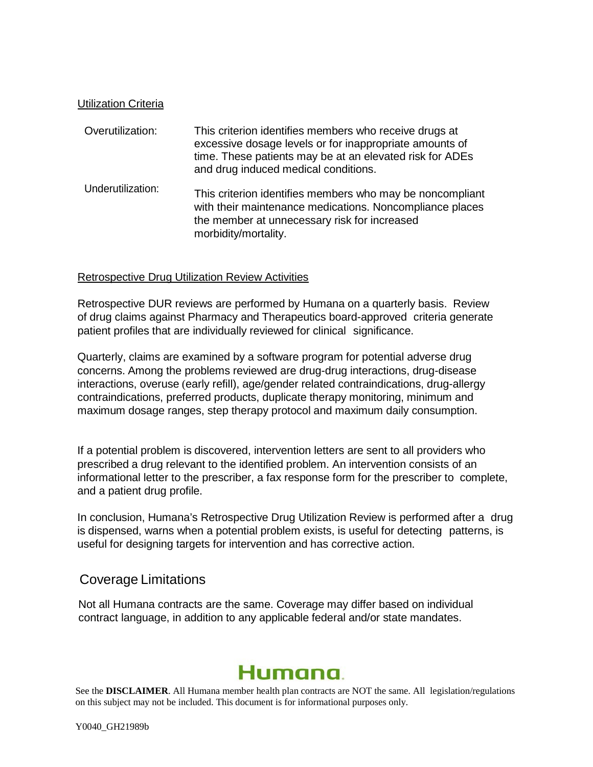Utilization Criteria

| | |
|---|---|
| Overutilization: | This criterion identifies members who receive drugs at excessive dosage levels or for inappropriate amounts of time. These patients may be at an elevated risk for ADEs and drug induced medical conditions. |
| Underutilization: | This criterion identifies members who may be noncompliant with their maintenance medications. Noncompliance places the member at unnecessary risk for increased morbidity/mortality. |

Retrospective Drug Utilization Review Activities

Retrospective DUR reviews are performed by Humana on a quarterly basis. Review of drug claims against Pharmacy and Therapeutics board-approved criteria generate patient profiles that are individually reviewed for clinical significance.

Quarterly, claims are examined by a software program for potential adverse drug concerns. Among the problems reviewed are drug-drug interactions, drug-disease interactions, overuse (early refill), age/gender related contraindications, drug-allergy contraindications, preferred products, duplicate therapy monitoring, minimum and maximum dosage ranges, step therapy protocol and maximum daily consumption.

If a potential problem is discovered, intervention letters are sent to all providers who prescribed a drug relevant to the identified problem. An intervention consists of an informational letter to the prescriber, a fax response form for the prescriber to complete, and a patient drug profile.

In conclusion, Humana's Retrospective Drug Utilization Review is performed after a drug is dispensed, warns when a potential problem exists, is useful for detecting patterns, is useful for designing targets for intervention and has corrective action.

## Coverage Limitations

Not all Humana contracts are the same. Coverage may differ based on individual contract language, in addition to any applicable federal and/or state mandates.

Humana.

See the **DISCLAIMER**. All Humana member health plan contracts are NOT the same. All legislation/regulations on this subject may not be included. This document is for informational purposes only.

Y0040_GH21989b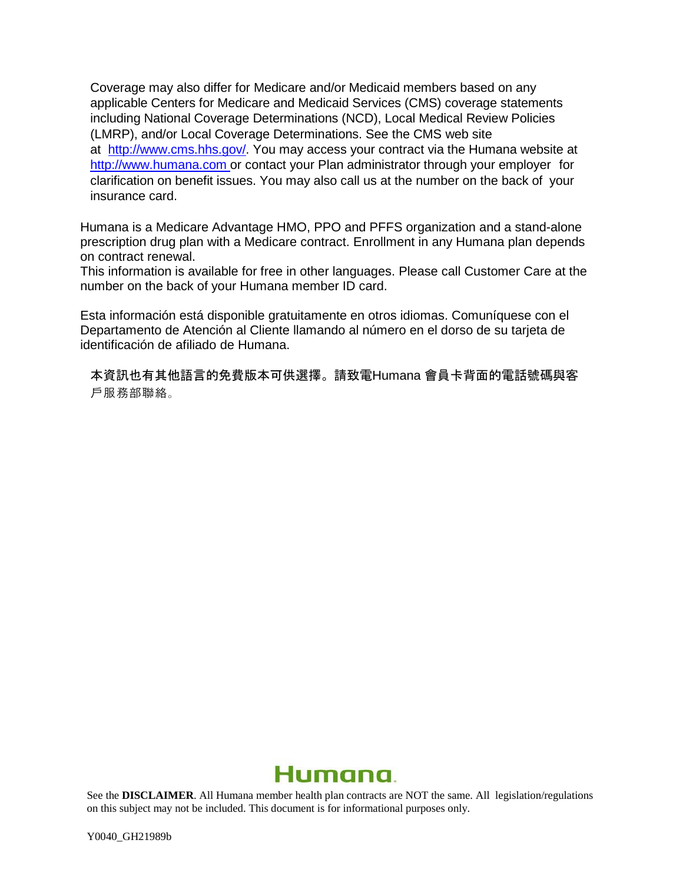Coverage may also differ for Medicare and/or Medicaid members based on any applicable Centers for Medicare and Medicaid Services (CMS) coverage statements including National Coverage Determinations (NCD), Local Medical Review Policies (LMRP), and/or Local Coverage Determinations. See the CMS web site at [http://www.cms.hhs.gov/](http://www.cms.hhs.gov/). You may access your contract via the Humana website at [http://www.humana.com](http://www.humana.com) or contact your Plan administrator through your employer for clarification on benefit issues. You may also call us at the number on the back of your insurance card.

Humana is a Medicare Advantage HMO, PPO and PFFS organization and a stand-alone prescription drug plan with a Medicare contract. Enrollment in any Humana plan depends on contract renewal.
This information is available for free in other languages. Please call Customer Care at the number on the back of your Humana member ID card.

Esta información está disponible gratuitamente en otros idiomas. Comuníquese con el Departamento de Atención al Cliente llamando al número en el dorso de su tarjeta de identificación de afiliado de Humana.

本資訊也有其他語言的免費版本可供選擇。請致電Humana 會員卡背面的電話號碼與客戶服務部聯絡。

Humana

See the **DISCLAIMER**. All Humana member health plan contracts are NOT the same. All legislation/regulations on this subject may not be included. This document is for informational purposes only.

Y0040_GH21989b